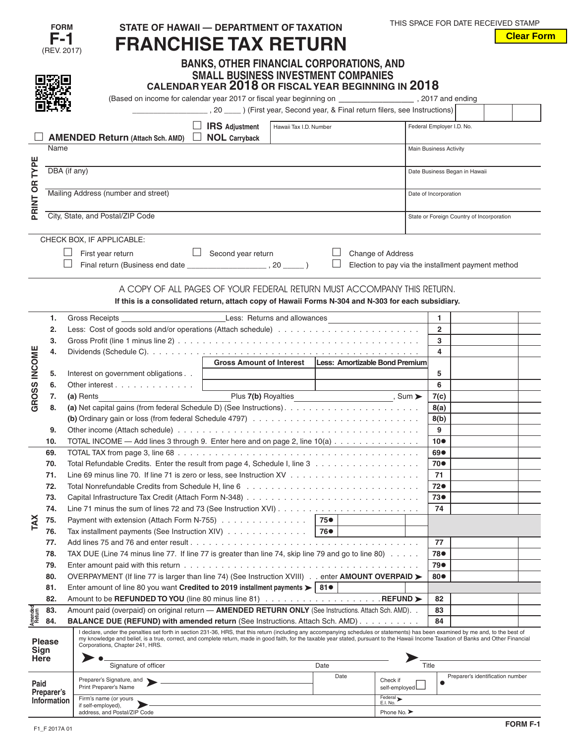FORM **F-1**
(REV. 2017)

STATE OF HAWAII — DEPARTMENT OF TAXATION

# FRANCHISE TAX RETURN

THIS SPACE FOR DATE RECEIVED STAMP

Clear Form

## BANKS, OTHER FINANCIAL CORPORATIONS, AND SMALL BUSINESS INVESTMENT COMPANIES
## CALENDAR YEAR 2018 OR FISCAL YEAR BEGINNING IN 2018

(Based on income for calendar year 2017 or fiscal year beginning on ________________ , 2017 and ending ________________ , 20 ____ ) (First year, Second year, & Final return filers, see Instructions)

☐ **AMENDED Return** (Attach Sch. AMD) ☐ **IRS Adjustment** ☐ **NOL Carryback**

Hawaii Tax I.D. Number

Federal Employer I.D. No.

PRINT OR TYPE

| | |
|---|---|
| Name | Main Business Activity |
| DBA (if any) | Date Business Began in Hawaii |
| Mailing Address (number and street) | Date of Incorporation |
| City, State, and Postal/ZIP Code | State or Foreign Country of Incorporation |

CHECK BOX, IF APPLICABLE:

☐ First year return ☐ Second year return ☐ Change of Address

☐ Final return (Business end date ________________ , 20 _____ ) ☐ Election to pay via the installment payment method

A COPY OF ALL PAGES OF YOUR FEDERAL RETURN MUST ACCOMPANY THIS RETURN.

**If this is a consolidated return, attach copy of Hawaii Forms N-304 and N-303 for each subsidiary.**

**GROSS INCOME**

| | | | | | |
|---|---|---|---|---|---|
| 1. | Gross Receipts ________ Less: Returns and allowances ________ | | | 1 | |
| 2. | Less: Cost of goods sold and/or operations (Attach schedule) | | | 2 | |
| 3. | Gross Profit (line 1 minus line 2) | | | 3 | |
| 4. | Dividends (Schedule C). | | | 4 | |
| | | **Gross Amount of Interest** | **Less: Amortizable Bond Premium** | | |
| 5. | Interest on government obligations | | | 5 | |
| 6. | Other interest | | | 6 | |
| 7. | (a) Rents ________ Plus 7(b) Royalties ________ , Sum ➤ | | | 7(c) | |
| 8. | (a) Net capital gains (from federal Schedule D) (See Instructions) | | | 8(a) | |
| | (b) Ordinary gain or loss (from federal Schedule 4797) | | | 8(b) | |
| 9. | Other income (Attach schedule) | | | 9 | |
| 10. | TOTAL INCOME — Add lines 3 through 9. Enter here and on page 2, line 10(a) | | | 10● | |

**TAX**

| | | | | | |
|---|---|---|---|---|---|
| 69. | TOTAL TAX from page 3, line 68 | | | 69● | |
| 70. | Total Refundable Credits. Enter the result from page 4, Schedule I, line 3 | | | 70● | |
| 71. | Line 69 minus line 70. If line 71 is zero or less, see Instruction XV | | | 71 | |
| 72. | Total Nonrefundable Credits from Schedule H, line 6 | | | 72● | |
| 73. | Capital Infrastructure Tax Credit (Attach Form N-348) | | | 73● | |
| 74. | Line 71 minus the sum of lines 72 and 73 (See Instruction XVI) | | | 74 | |
| 75. | Payment with extension (Attach Form N-755) | 75● | | | |
| 76. | Tax installment payments (See Instruction XIV) | 76● | | | |
| 77. | Add lines 75 and 76 and enter result | | | 77 | |
| 78. | TAX DUE (Line 74 minus line 77. If line 77 is greater than line 74, skip line 79 and go to line 80) | | | 78● | |
| 79. | Enter amount paid with this return | | | 79● | |
| 80. | OVERPAYMENT (If line 77 is larger than line 74) (See Instruction XVIII) . . enter **AMOUNT OVERPAID** ➤ | | | 80● | |
| 81. | Enter amount of line 80 you want **Credited to 2019 installment payments** ➤ | 81● | | | |
| 82. | Amount to be **REFUNDED TO YOU** (line 80 minus line 81) . . . **REFUND** ➤ | | | 82 | |

**Amended Return**

| | | | |
|---|---|---|---|
| 83. | Amount paid (overpaid) on original return — **AMENDED RETURN ONLY** (See Instructions. Attach Sch. AMD). | 83 | |
| 84. | **BALANCE DUE (REFUND) with amended return** (See Instructions. Attach Sch. AMD) | 84 | |

**Please Sign Here**

I declare, under the penalties set forth in section 231-36, HRS, that this return (including any accompanying schedules or statements) has been examined by me and, to the best of my knowledge and belief, is a true, correct, and complete return, made in good faith, for the taxable year stated, pursuant to the Hawaii Income Taxation of Banks and Other Financial Corporations, Chapter 241, HRS.

➤ ● ________________ Signature of officer ________ Date ➤ ________ Title

**Paid Preparer's Information**

| | | | |
|---|---|---|---|
| Preparer's Signature, and Print Preparer's Name ➤ | Date | Check if self-employed ☐ | ● Preparer's identification number |
| Firm's name (or yours if self-employed), address, and Postal/ZIP Code ➤ | | Federal E.I. No. ➤ | |
| | | Phone No. ➤ | |

F1_F 2017A 01

FORM F-1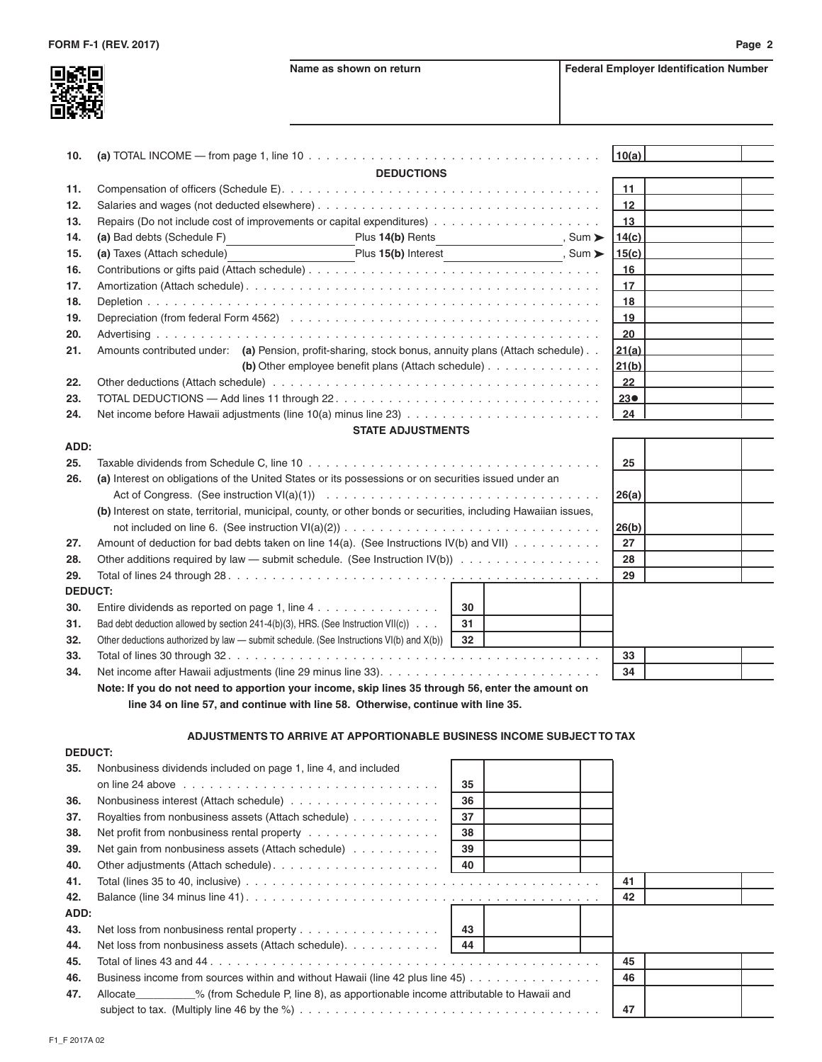FORM F-1 (REV. 2017)

| Name as shown on return | Federal Employer Identification Number |
|---|---|
| | |

| | | | | |
|---|---|---|---|---|
| 10. | (a) TOTAL INCOME — from page 1, line 10 | 10(a) | | |
| | **DEDUCTIONS** | | | |
| 11. | Compensation of officers (Schedule E) | 11 | | |
| 12. | Salaries and wages (not deducted elsewhere) | 12 | | |
| 13. | Repairs (Do not include cost of improvements or capital expenditures) | 13 | | |
| 14. | (a) Bad debts (Schedule F) \_\_\_\_\_\_\_\_ Plus **14(b)** Rents \_\_\_\_\_\_\_\_, Sum ➤ | 14(c) | | |
| 15. | (a) Taxes (Attach schedule) \_\_\_\_\_\_\_\_ Plus **15(b)** Interest \_\_\_\_\_\_\_\_, Sum ➤ | 15(c) | | |
| 16. | Contributions or gifts paid (Attach schedule) | 16 | | |
| 17. | Amortization (Attach schedule) | 17 | | |
| 18. | Depletion | 18 | | |
| 19. | Depreciation (from federal Form 4562) | 19 | | |
| 20. | Advertising | 20 | | |
| 21. | Amounts contributed under: **(a)** Pension, profit-sharing, stock bonus, annuity plans (Attach schedule) | 21(a) | | |
| | **(b)** Other employee benefit plans (Attach schedule) | 21(b) | | |
| 22. | Other deductions (Attach schedule) | 22 | | |
| 23. | TOTAL DEDUCTIONS — Add lines 11 through 22 | 23● | | |
| 24. | Net income before Hawaii adjustments (line 10(a) minus line 23) | 24 | | |

**STATE ADJUSTMENTS**

| | | | | | | | |
|---|---|---|---|---|---|---|---|
| **ADD:** | | | | | | | |
| 25. | Taxable dividends from Schedule C, line 10 | | | | 25 | | |
| 26. | (a) Interest on obligations of the United States or its possessions or on securities issued under an Act of Congress. (See instruction VI(a)(1)) | | | | 26(a) | | |
| | (b) Interest on state, territorial, municipal, county, or other bonds or securities, including Hawaiian issues, not included on line 6. (See instruction VI(a)(2)) | | | | 26(b) | | |
| 27. | Amount of deduction for bad debts taken on line 14(a). (See Instructions IV(b) and VII) | | | | 27 | | |
| 28. | Other additions required by law — submit schedule. (See Instruction IV(b)) | | | | 28 | | |
| 29. | Total of lines 24 through 28 | | | | 29 | | |
| **DEDUCT:** | | | | | | | |
| 30. | Entire dividends as reported on page 1, line 4 | 30 | | | | | |
| 31. | Bad debt deduction allowed by section 241-4(b)(3), HRS. (See Instruction VII(c)) | 31 | | | | | |
| 32. | Other deductions authorized by law — submit schedule. (See Instructions VI(b) and X(b)) | 32 | | | | | |
| 33. | Total of lines 30 through 32 | | | | 33 | | |
| 34. | Net income after Hawaii adjustments (line 29 minus line 33) | | | | 34 | | |

**Note: If you do not need to apportion your income, skip lines 35 through 56, enter the amount on line 34 on line 57, and continue with line 58. Otherwise, continue with line 35.**

**ADJUSTMENTS TO ARRIVE AT APPORTIONABLE BUSINESS INCOME SUBJECT TO TAX**

| | | | | | | | |
|---|---|---|---|---|---|---|---|
| **DEDUCT:** | | | | | | | |
| 35. | Nonbusiness dividends included on page 1, line 4, and included on line 24 above | 35 | | | | | |
| 36. | Nonbusiness interest (Attach schedule) | 36 | | | | | |
| 37. | Royalties from nonbusiness assets (Attach schedule) | 37 | | | | | |
| 38. | Net profit from nonbusiness rental property | 38 | | | | | |
| 39. | Net gain from nonbusiness assets (Attach schedule) | 39 | | | | | |
| 40. | Other adjustments (Attach schedule) | 40 | | | | | |
| 41. | Total (lines 35 to 40, inclusive) | | | | 41 | | |
| 42. | Balance (line 34 minus line 41) | | | | 42 | | |
| **ADD:** | | | | | | | |
| 43. | Net loss from nonbusiness rental property | 43 | | | | | |
| 44. | Net loss from nonbusiness assets (Attach schedule) | 44 | | | | | |
| 45. | Total of lines 43 and 44 | | | | 45 | | |
| 46. | Business income from sources within and without Hawaii (line 42 plus line 45) | | | | 46 | | |
| 47. | Allocate\_\_\_\_\_\_\_\_\_\_% (from Schedule P, line 8), as apportionable income attributable to Hawaii and subject to tax. (Multiply line 46 by the %) | | | | 47 | | |

F1_F 2017A 02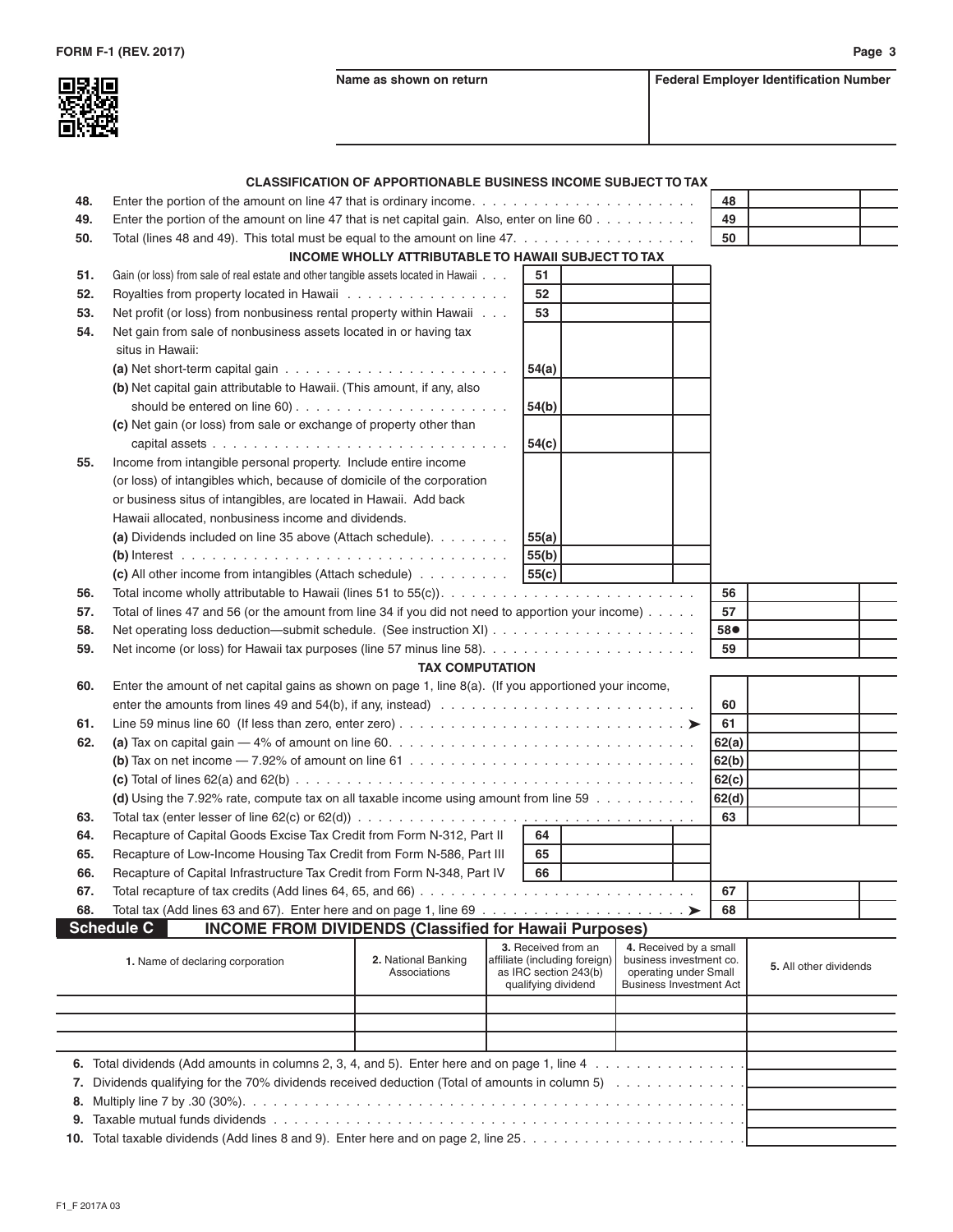FORM F-1 (REV. 2017)

| Name as shown on return | Federal Employer Identification Number |
|---|---|
| | |

### CLASSIFICATION OF APPORTIONABLE BUSINESS INCOME SUBJECT TO TAX

| | | | |
|---|---|---|---|
| 48. | Enter the portion of the amount on line 47 that is ordinary income | 48 | |
| 49. | Enter the portion of the amount on line 47 that is net capital gain. Also, enter on line 60 | 49 | |
| 50. | Total (lines 48 and 49). This total must be equal to the amount on line 47 | 50 | |

### INCOME WHOLLY ATTRIBUTABLE TO HAWAII SUBJECT TO TAX

| | | | | | |
|---|---|---|---|---|---|
| 51. | Gain (or loss) from sale of real estate and other tangible assets located in Hawaii | 51 | | | |
| 52. | Royalties from property located in Hawaii | 52 | | | |
| 53. | Net profit (or loss) from nonbusiness rental property within Hawaii | 53 | | | |
| 54. | Net gain from sale of nonbusiness assets located in or having tax situs in Hawaii: | | | | |
| | (a) Net short-term capital gain | 54(a) | | | |
| | (b) Net capital gain attributable to Hawaii. (This amount, if any, also should be entered on line 60) | 54(b) | | | |
| | (c) Net gain (or loss) from sale or exchange of property other than capital assets | 54(c) | | | |
| 55. | Income from intangible personal property. Include entire income (or loss) of intangibles which, because of domicile of the corporation or business situs of intangibles, are located in Hawaii. Add back Hawaii allocated, nonbusiness income and dividends. | | | | |
| | (a) Dividends included on line 35 above (Attach schedule) | 55(a) | | | |
| | (b) Interest | 55(b) | | | |
| | (c) All other income from intangibles (Attach schedule) | 55(c) | | | |
| 56. | Total income wholly attributable to Hawaii (lines 51 to 55(c)) | | | 56 | |
| 57. | Total of lines 47 and 56 (or the amount from line 34 if you did not need to apportion your income) | | | 57 | |
| 58. | Net operating loss deduction—submit schedule. (See instruction XI) | | | 58● | |
| 59. | Net income (or loss) for Hawaii tax purposes (line 57 minus line 58) | | | 59 | |

### TAX COMPUTATION

| | | | | | |
|---|---|---|---|---|---|
| 60. | Enter the amount of net capital gains as shown on page 1, line 8(a). (If you apportioned your income, enter the amounts from lines 49 and 54(b), if any, instead) | | | 60 | |
| 61. | Line 59 minus line 60 (If less than zero, enter zero) ➤ | | | 61 | |
| 62. | (a) Tax on capital gain — 4% of amount on line 60 | | | 62(a) | |
| | (b) Tax on net income — 7.92% of amount on line 61 | | | 62(b) | |
| | (c) Total of lines 62(a) and 62(b) | | | 62(c) | |
| | (d) Using the 7.92% rate, compute tax on all taxable income using amount from line 59 | | | 62(d) | |
| 63. | Total tax (enter lesser of line 62(c) or 62(d)) | | | 63 | |
| 64. | Recapture of Capital Goods Excise Tax Credit from Form N-312, Part II | 64 | | | |
| 65. | Recapture of Low-Income Housing Tax Credit from Form N-586, Part III | 65 | | | |
| 66. | Recapture of Capital Infrastructure Tax Credit from Form N-348, Part IV | 66 | | | |
| 67. | Total recapture of tax credits (Add lines 64, 65, and 66) | | | 67 | |
| 68. | Total tax (Add lines 63 and 67). Enter here and on page 1, line 69 ➤ | | | 68 | |

## Schedule C INCOME FROM DIVIDENDS (Classified for Hawaii Purposes)

| 1. Name of declaring corporation | 2. National Banking Associations | 3. Received from an affiliate (including foreign) as IRC section 243(b) qualifying dividend | 4. Received by a small business investment co. operating under Small Business Investment Act | 5. All other dividends |
|---|---|---|---|---|
| | | | | |
| | | | | |
| | | | | |

| | | |
|---|---|---|
| 6. | Total dividends (Add amounts in columns 2, 3, 4, and 5). Enter here and on page 1, line 4 | |
| 7. | Dividends qualifying for the 70% dividends received deduction (Total of amounts in column 5) | |
| 8. | Multiply line 7 by .30 (30%) | |
| 9. | Taxable mutual funds dividends | |
| 10. | Total taxable dividends (Add lines 8 and 9). Enter here and on page 2, line 25 | |

F1_F 2017A 03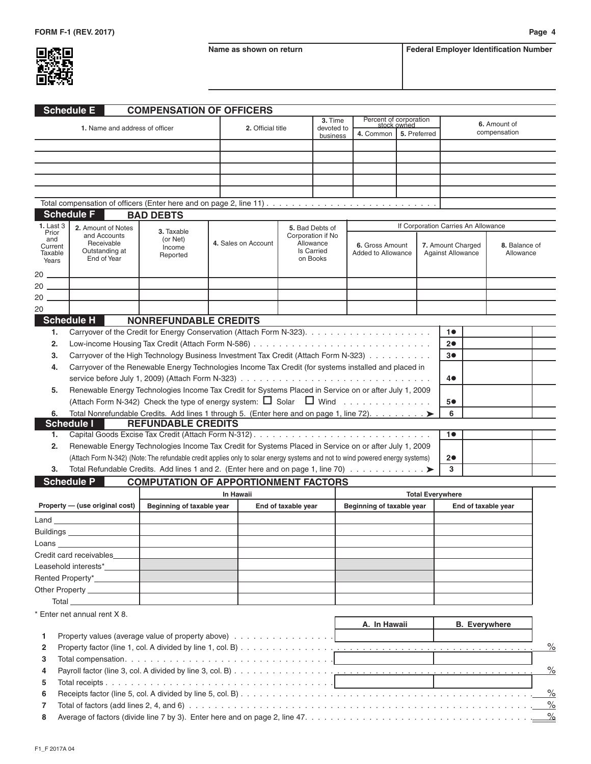FORM F-1 (REV. 2017)

| Name as shown on return | Federal Employer Identification Number |
|---|---|
| | |

## Schedule E COMPENSATION OF OFFICERS

| 1. Name and address of officer | 2. Official title | 3. Time devoted to business | Percent of corporation stock owned 4. Common | 5. Preferred | 6. Amount of compensation |
|---|---|---|---|---|---|
| | | | | | |
| | | | | | |
| | | | | | |
| | | | | | |
| | | | | | |
| Total compensation of officers (Enter here and on page 2, line 11) | | | | | |

## Schedule F BAD DEBTS

| 1. Last 3 Prior and Current Taxable Years | 2. Amount of Notes and Accounts Receivable Outstanding at End of Year | 3. Taxable (or Net) Income Reported | 4. Sales on Account | 5. Bad Debts of Corporation if No Allowance Is Carried on Books | If Corporation Carries An Allowance: 6. Gross Amount Added to Allowance | 7. Amount Charged Against Allowance | 8. Balance of Allowance |
|---|---|---|---|---|---|---|---|
| 20 | | | | | | | |
| 20 | | | | | | | |
| 20 | | | | | | | |
| 20 | | | | | | | |

## Schedule H NONREFUNDABLE CREDITS

| | | | |
|---|---|---|---|
| 1. | Carryover of the Credit for Energy Conservation (Attach Form N-323) | 1● | |
| 2. | Low-income Housing Tax Credit (Attach Form N-586) | 2● | |
| 3. | Carryover of the High Technology Business Investment Tax Credit (Attach Form N-323) | 3● | |
| 4. | Carryover of the Renewable Energy Technologies Income Tax Credit (for systems installed and placed in service before July 1, 2009) (Attach Form N-323) | 4● | |
| 5. | Renewable Energy Technologies Income Tax Credit for Systems Placed in Service on or after July 1, 2009 (Attach Form N-342) Check the type of energy system: ☐ Solar ☐ Wind | 5● | |
| 6. | Total Nonrefundable Credits. Add lines 1 through 5. (Enter here and on page 1, line 72) ➤ | 6 | |

## Schedule I REFUNDABLE CREDITS

| | | | |
|---|---|---|---|
| 1. | Capital Goods Excise Tax Credit (Attach Form N-312) | 1● | |
| 2. | Renewable Energy Technologies Income Tax Credit for Systems Placed in Service on or after July 1, 2009 (Attach Form N-342) (Note: The refundable credit applies only to solar energy systems and not to wind powered energy systems) | 2● | |
| 3. | Total Refundable Credits. Add lines 1 and 2. (Enter here and on page 1, line 70) ➤ | 3 | |

## Schedule P COMPUTATION OF APPORTIONMENT FACTORS

| Property — (use original cost) | In Hawaii: Beginning of taxable year | In Hawaii: End of taxable year | Total Everywhere: Beginning of taxable year | Total Everywhere: End of taxable year |
|---|---|---|---|---|
| Land | | | | |
| Buildings | | | | |
| Loans | | | | |
| Credit card receivables | | | | |
| Leasehold interests* | | | | |
| Rented Property* | | | | |
| Other Property | | | | |
| Total | | | | |

* Enter net annual rent X 8.

| | | A. In Hawaii | B. Everywhere | |
|---|---|---|---|---|
| 1 | Property values (average value of property above) | | | |
| 2 | Property factor (line 1, col. A divided by line 1, col. B) | | | % |
| 3 | Total compensation | | | |
| 4 | Payroll factor (line 3, col. A divided by line 3, col. B) | | | % |
| 5 | Total receipts | | | |
| 6 | Receipts factor (line 5, col. A divided by line 5, col. B) | | | % |
| 7 | Total of factors (add lines 2, 4, and 6) | | | % |
| 8 | Average of factors (divide line 7 by 3). Enter here and on page 2, line 47 | | | % |

F1_F 2017A 04